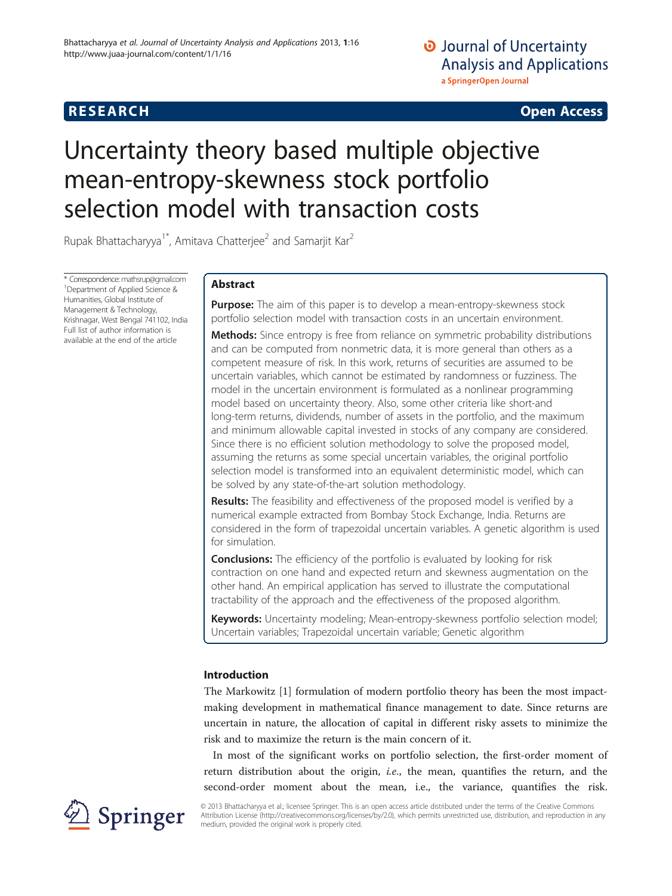RESEARCH Open Access

# Uncertainty theory based multiple objective mean-entropy-skewness stock portfolio selection model with transaction costs

Rupak Bhattacharyya[1*], Amitava Chatterjee[2] and Samarjit Kar[2]

\* Correspondence: mathsrup@gmail.com
[1]Department of Applied Science & Humanities, Global Institute of Management & Technology, Krishnagar, West Bengal 741102, India
Full list of author information is available at the end of the article

## Abstract

**Purpose:** The aim of this paper is to develop a mean-entropy-skewness stock portfolio selection model with transaction costs in an uncertain environment.

**Methods:** Since entropy is free from reliance on symmetric probability distributions and can be computed from nonmetric data, it is more general than others as a competent measure of risk. In this work, returns of securities are assumed to be uncertain variables, which cannot be estimated by randomness or fuzziness. The model in the uncertain environment is formulated as a nonlinear programming model based on uncertainty theory. Also, some other criteria like short-and long-term returns, dividends, number of assets in the portfolio, and the maximum and minimum allowable capital invested in stocks of any company are considered. Since there is no efficient solution methodology to solve the proposed model, assuming the returns as some special uncertain variables, the original portfolio selection model is transformed into an equivalent deterministic model, which can be solved by any state-of-the-art solution methodology.

**Results:** The feasibility and effectiveness of the proposed model is verified by a numerical example extracted from Bombay Stock Exchange, India. Returns are considered in the form of trapezoidal uncertain variables. A genetic algorithm is used for simulation.

**Conclusions:** The efficiency of the portfolio is evaluated by looking for risk contraction on one hand and expected return and skewness augmentation on the other hand. An empirical application has served to illustrate the computational tractability of the approach and the effectiveness of the proposed algorithm.

**Keywords:** Uncertainty modeling; Mean-entropy-skewness portfolio selection model; Uncertain variables; Trapezoidal uncertain variable; Genetic algorithm

## Introduction

The Markowitz [1] formulation of modern portfolio theory has been the most impact-making development in mathematical finance management to date. Since returns are uncertain in nature, the allocation of capital in different risky assets to minimize the risk and to maximize the return is the main concern of it.

In most of the significant works on portfolio selection, the first-order moment of return distribution about the origin, *i.e.*, the mean, quantifies the return, and the second-order moment about the mean, i.e., the variance, quantifies the risk.

© 2013 Bhattacharyya et al.; licensee Springer. This is an open access article distributed under the terms of the Creative Commons Attribution License (http://creativecommons.org/licenses/by/2.0), which permits unrestricted use, distribution, and reproduction in any medium, provided the original work is properly cited.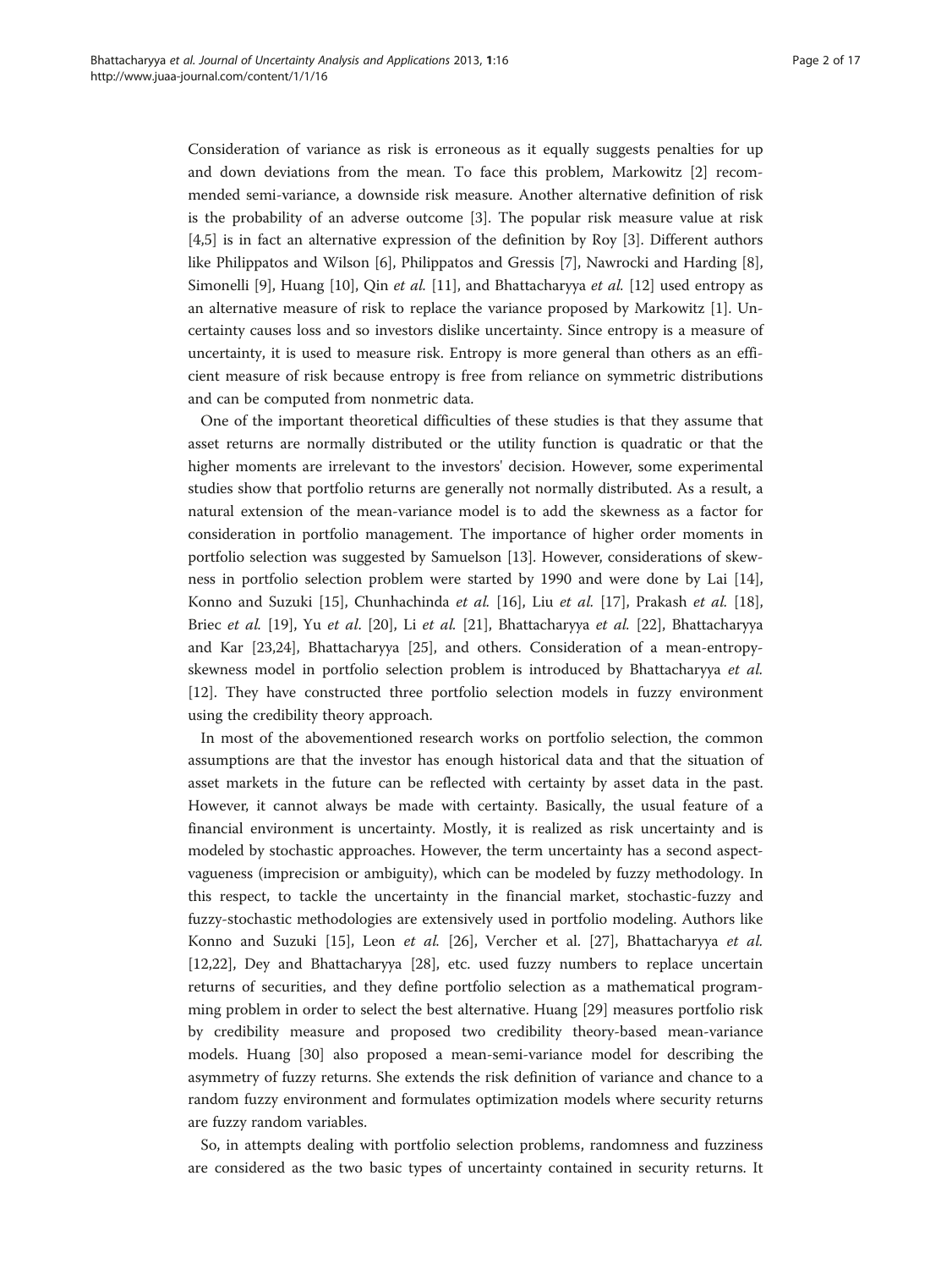Consideration of variance as risk is erroneous as it equally suggests penalties for up and down deviations from the mean. To face this problem, Markowitz [2] recommended semi-variance, a downside risk measure. Another alternative definition of risk is the probability of an adverse outcome [3]. The popular risk measure value at risk [4,5] is in fact an alternative expression of the definition by Roy [3]. Different authors like Philippatos and Wilson [6], Philippatos and Gressis [7], Nawrocki and Harding [8], Simonelli [9], Huang [10], Qin *et al.* [11], and Bhattacharyya *et al.* [12] used entropy as an alternative measure of risk to replace the variance proposed by Markowitz [1]. Uncertainty causes loss and so investors dislike uncertainty. Since entropy is a measure of uncertainty, it is used to measure risk. Entropy is more general than others as an efficient measure of risk because entropy is free from reliance on symmetric distributions and can be computed from nonmetric data.

One of the important theoretical difficulties of these studies is that they assume that asset returns are normally distributed or the utility function is quadratic or that the higher moments are irrelevant to the investors' decision. However, some experimental studies show that portfolio returns are generally not normally distributed. As a result, a natural extension of the mean-variance model is to add the skewness as a factor for consideration in portfolio management. The importance of higher order moments in portfolio selection was suggested by Samuelson [13]. However, considerations of skewness in portfolio selection problem were started by 1990 and were done by Lai [14], Konno and Suzuki [15], Chunhachinda *et al.* [16], Liu *et al.* [17], Prakash *et al.* [18], Briec *et al.* [19], Yu *et al*. [20], Li *et al.* [21], Bhattacharyya *et al.* [22], Bhattacharyya and Kar [23,24], Bhattacharyya [25], and others. Consideration of a mean-entropy-skewness model in portfolio selection problem is introduced by Bhattacharyya *et al.* [12]. They have constructed three portfolio selection models in fuzzy environment using the credibility theory approach.

In most of the abovementioned research works on portfolio selection, the common assumptions are that the investor has enough historical data and that the situation of asset markets in the future can be reflected with certainty by asset data in the past. However, it cannot always be made with certainty. Basically, the usual feature of a financial environment is uncertainty. Mostly, it is realized as risk uncertainty and is modeled by stochastic approaches. However, the term uncertainty has a second aspect-vagueness (imprecision or ambiguity), which can be modeled by fuzzy methodology. In this respect, to tackle the uncertainty in the financial market, stochastic-fuzzy and fuzzy-stochastic methodologies are extensively used in portfolio modeling. Authors like Konno and Suzuki [15], Leon *et al.* [26], Vercher et al. [27], Bhattacharyya *et al.* [12,22], Dey and Bhattacharyya [28], etc. used fuzzy numbers to replace uncertain returns of securities, and they define portfolio selection as a mathematical programming problem in order to select the best alternative. Huang [29] measures portfolio risk by credibility measure and proposed two credibility theory-based mean-variance models. Huang [30] also proposed a mean-semi-variance model for describing the asymmetry of fuzzy returns. She extends the risk definition of variance and chance to a random fuzzy environment and formulates optimization models where security returns are fuzzy random variables.

So, in attempts dealing with portfolio selection problems, randomness and fuzziness are considered as the two basic types of uncertainty contained in security returns. It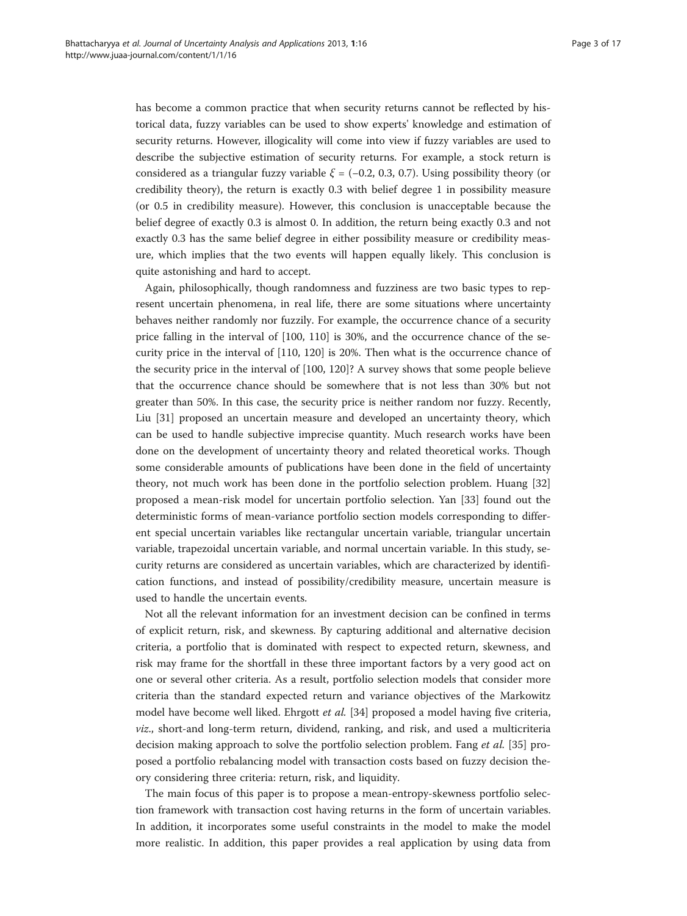has become a common practice that when security returns cannot be reflected by historical data, fuzzy variables can be used to show experts' knowledge and estimation of security returns. However, illogicality will come into view if fuzzy variables are used to describe the subjective estimation of security returns. For example, a stock return is considered as a triangular fuzzy variable $\xi = (-0.2, 0.3, 0.7)$. Using possibility theory (or credibility theory), the return is exactly 0.3 with belief degree 1 in possibility measure (or 0.5 in credibility measure). However, this conclusion is unacceptable because the belief degree of exactly 0.3 is almost 0. In addition, the return being exactly 0.3 and not exactly 0.3 has the same belief degree in either possibility measure or credibility measure, which implies that the two events will happen equally likely. This conclusion is quite astonishing and hard to accept.

Again, philosophically, though randomness and fuzziness are two basic types to represent uncertain phenomena, in real life, there are some situations where uncertainty behaves neither randomly nor fuzzily. For example, the occurrence chance of a security price falling in the interval of [100, 110] is 30%, and the occurrence chance of the security price in the interval of [110, 120] is 20%. Then what is the occurrence chance of the security price in the interval of [100, 120]? A survey shows that some people believe that the occurrence chance should be somewhere that is not less than 30% but not greater than 50%. In this case, the security price is neither random nor fuzzy. Recently, Liu [31] proposed an uncertain measure and developed an uncertainty theory, which can be used to handle subjective imprecise quantity. Much research works have been done on the development of uncertainty theory and related theoretical works. Though some considerable amounts of publications have been done in the field of uncertainty theory, not much work has been done in the portfolio selection problem. Huang [32] proposed a mean-risk model for uncertain portfolio selection. Yan [33] found out the deterministic forms of mean-variance portfolio section models corresponding to different special uncertain variables like rectangular uncertain variable, triangular uncertain variable, trapezoidal uncertain variable, and normal uncertain variable. In this study, security returns are considered as uncertain variables, which are characterized by identification functions, and instead of possibility/credibility measure, uncertain measure is used to handle the uncertain events.

Not all the relevant information for an investment decision can be confined in terms of explicit return, risk, and skewness. By capturing additional and alternative decision criteria, a portfolio that is dominated with respect to expected return, skewness, and risk may frame for the shortfall in these three important factors by a very good act on one or several other criteria. As a result, portfolio selection models that consider more criteria than the standard expected return and variance objectives of the Markowitz model have become well liked. Ehrgott *et al.* [34] proposed a model having five criteria, *viz*., short-and long-term return, dividend, ranking, and risk, and used a multicriteria decision making approach to solve the portfolio selection problem. Fang *et al.* [35] proposed a portfolio rebalancing model with transaction costs based on fuzzy decision theory considering three criteria: return, risk, and liquidity.

The main focus of this paper is to propose a mean-entropy-skewness portfolio selection framework with transaction cost having returns in the form of uncertain variables. In addition, it incorporates some useful constraints in the model to make the model more realistic. In addition, this paper provides a real application by using data from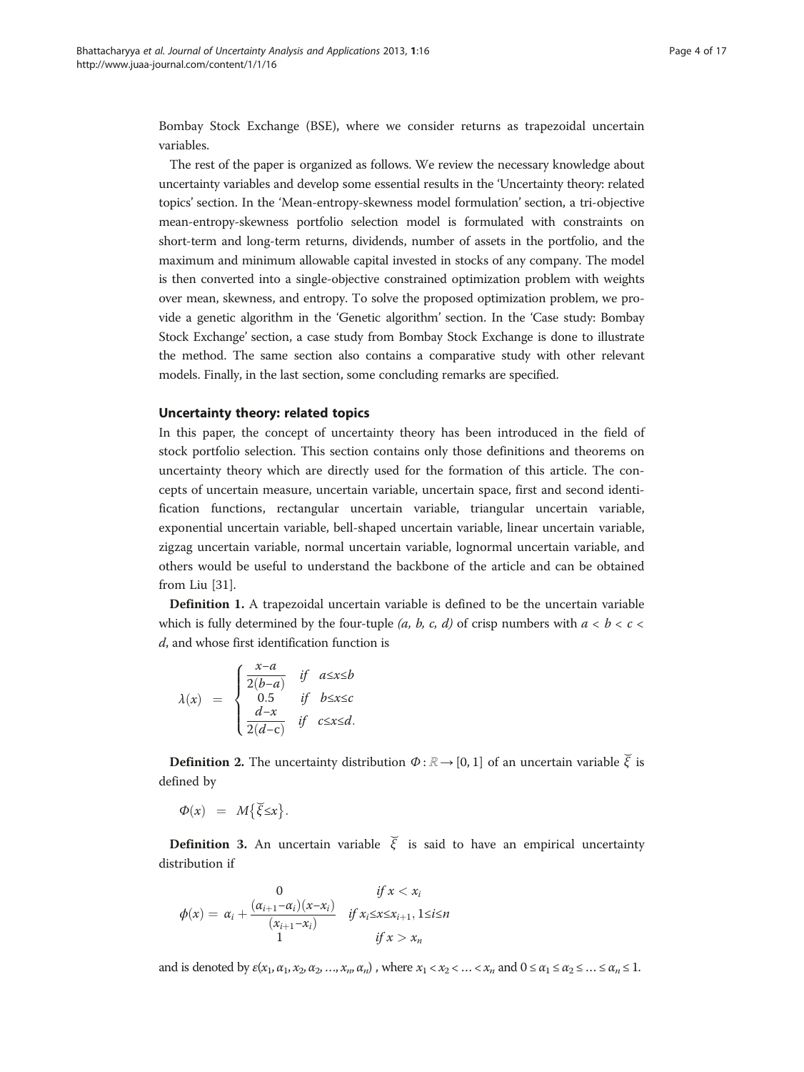Bombay Stock Exchange (BSE), where we consider returns as trapezoidal uncertain variables.

The rest of the paper is organized as follows. We review the necessary knowledge about uncertainty variables and develop some essential results in the 'Uncertainty theory: related topics' section. In the 'Mean-entropy-skewness model formulation' section, a tri-objective mean-entropy-skewness portfolio selection model is formulated with constraints on short-term and long-term returns, dividends, number of assets in the portfolio, and the maximum and minimum allowable capital invested in stocks of any company. The model is then converted into a single-objective constrained optimization problem with weights over mean, skewness, and entropy. To solve the proposed optimization problem, we provide a genetic algorithm in the 'Genetic algorithm' section. In the 'Case study: Bombay Stock Exchange' section, a case study from Bombay Stock Exchange is done to illustrate the method. The same section also contains a comparative study with other relevant models. Finally, in the last section, some concluding remarks are specified.

## Uncertainty theory: related topics

In this paper, the concept of uncertainty theory has been introduced in the field of stock portfolio selection. This section contains only those definitions and theorems on uncertainty theory which are directly used for the formation of this article. The concepts of uncertain measure, uncertain variable, uncertain space, first and second identification functions, rectangular uncertain variable, triangular uncertain variable, exponential uncertain variable, bell-shaped uncertain variable, linear uncertain variable, zigzag uncertain variable, normal uncertain variable, lognormal uncertain variable, and others would be useful to understand the backbone of the article and can be obtained from Liu [31].

**Definition 1.** A trapezoidal uncertain variable is defined to be the uncertain variable which is fully determined by the four-tuple *(a, b, c, d)* of crisp numbers with $a < b < c < d$, and whose first identification function is

$$\lambda(x) = \begin{cases} \dfrac{x-a}{2(b-a)} & if \quad a \le x \le b \\ 0.5 & if \quad b \le x \le c \\ \dfrac{d-x}{2(d-c)} & if \quad c \le x \le d. \end{cases}$$

**Definition 2.** The uncertainty distribution $\Phi : \mathbb{R} \rightarrow [0, 1]$ of an uncertain variable $\breve{\xi}$ is defined by

$$\Phi(x) = M\{\breve{\xi} \le x\}.$$

**Definition 3.** An uncertain variable $\breve{\xi}$ is said to have an empirical uncertainty distribution if

$$\phi(x) = \begin{matrix} 0 & if\; x < x_i \\ \alpha_i + \dfrac{(\alpha_{i+1}-\alpha_i)(x-x_i)}{(x_{i+1}-x_i)} & if\; x_i \le x \le x_{i+1},\, 1 \le i \le n \\ 1 & if\; x > x_n \end{matrix}$$

and is denoted by $\varepsilon(x_1, \alpha_1, x_2, \alpha_2, \ldots, x_n, \alpha_n)$ , where $x_1 < x_2 < \ldots < x_n$ and $0 \le \alpha_1 \le \alpha_2 \le \ldots \le \alpha_n \le 1$.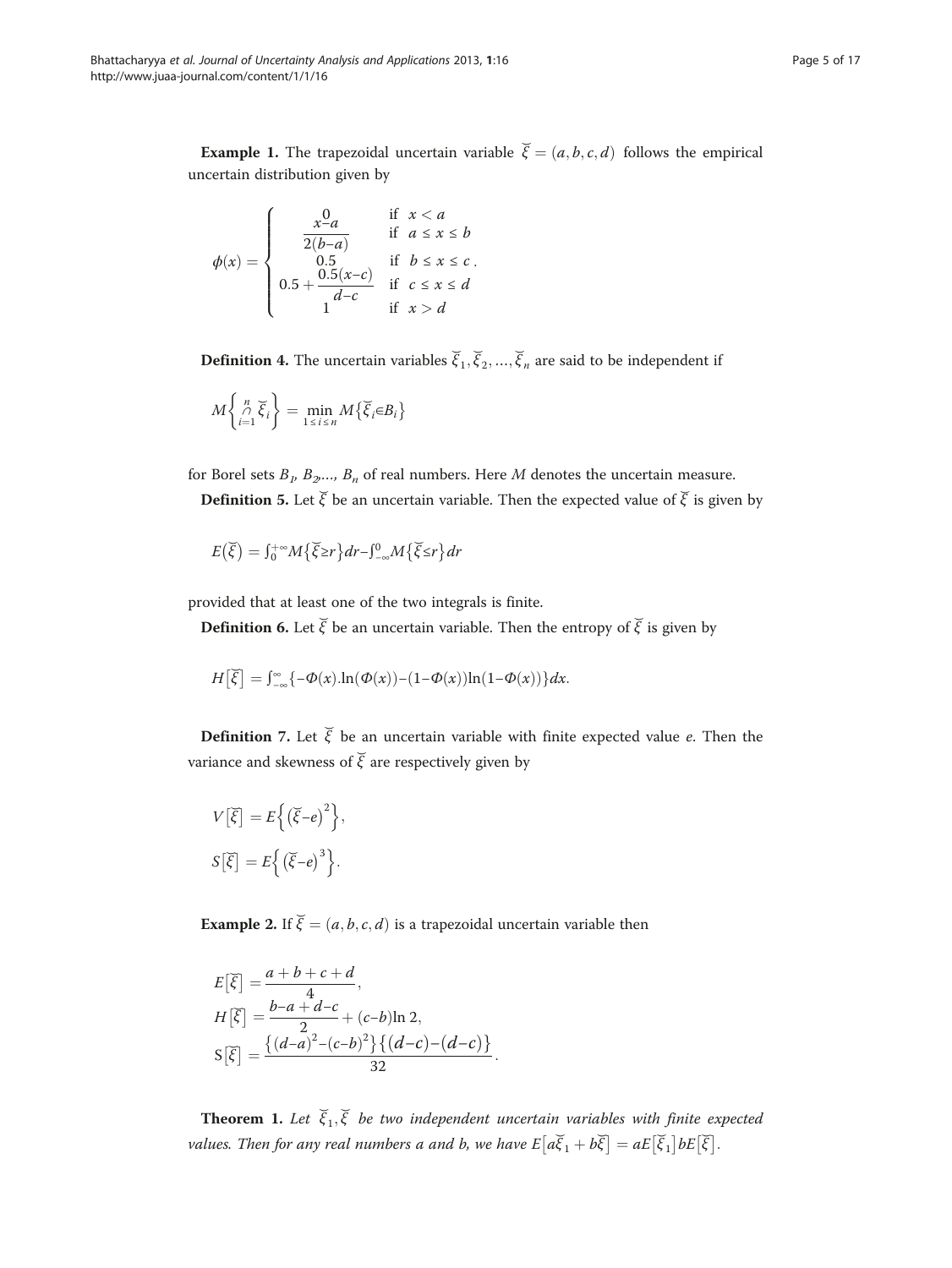**Example 1.** The trapezoidal uncertain variable $\breve{\xi} = (a, b, c, d)$ follows the empirical uncertain distribution given by

$$\phi(x) = \begin{cases} 0 & \text{if } x < a \\ \dfrac{x-a}{2(b-a)} & \text{if } a \le x \le b \\ 0.5 & \text{if } b \le x \le c \\ 0.5 + \dfrac{0.5(x-c)}{d-c} & \text{if } c \le x \le d \\ 1 & \text{if } x > d \end{cases}.$$

**Definition 4.** The uncertain variables $\breve{\xi}_1, \breve{\xi}_2, \ldots, \breve{\xi}_n$ are said to be independent if

$$M\left\{\bigcap_{i=1}^{n} \breve{\xi}_i\right\} = \min_{1 \le i \le n} M\left\{\breve{\xi}_i \in B_i\right\}$$

for Borel sets $B_1, B_2, \ldots, B_n$ of real numbers. Here $M$ denotes the uncertain measure.

**Definition 5.** Let $\breve{\xi}$ be an uncertain variable. Then the expected value of $\breve{\xi}$ is given by

$$E(\breve{\xi}) = \int_0^{+\infty} M\{\breve{\xi} \ge r\} dr - \int_{-\infty}^{0} M\{\breve{\xi} \le r\} dr$$

provided that at least one of the two integrals is finite.

**Definition 6.** Let $\breve{\xi}$ be an uncertain variable. Then the entropy of $\breve{\xi}$ is given by

$$H[\breve{\xi}] = \int_{-\infty}^{\infty} \{-\Phi(x).\ln(\Phi(x)) - (1-\Phi(x))\ln(1-\Phi(x))\} dx.$$

**Definition 7.** Let $\breve{\xi}$ be an uncertain variable with finite expected value $e$. Then the variance and skewness of $\breve{\xi}$ are respectively given by

$$V[\breve{\xi}] = E\left\{(\breve{\xi} - e)^2\right\},$$
$$S[\breve{\xi}] = E\left\{(\breve{\xi} - e)^3\right\}.$$

**Example 2.** If $\breve{\xi} = (a, b, c, d)$ is a trapezoidal uncertain variable then

$$E[\breve{\xi}] = \frac{a+b+c+d}{4},$$
$$H[\breve{\xi}] = \frac{b-a+d-c}{2} + (c-b)\ln 2,$$
$$S[\breve{\xi}] = \frac{\{(d-a)^2 - (c-b)^2\}\{(d-c)-(d-c)\}}{32}.$$

**Theorem 1.** *Let $\breve{\xi}_1, \breve{\xi}$ be two independent uncertain variables with finite expected values. Then for any real numbers a and b, we have $E[a\breve{\xi}_1 + b\breve{\xi}] = aE[\breve{\xi}_1]bE[\breve{\xi}]$.*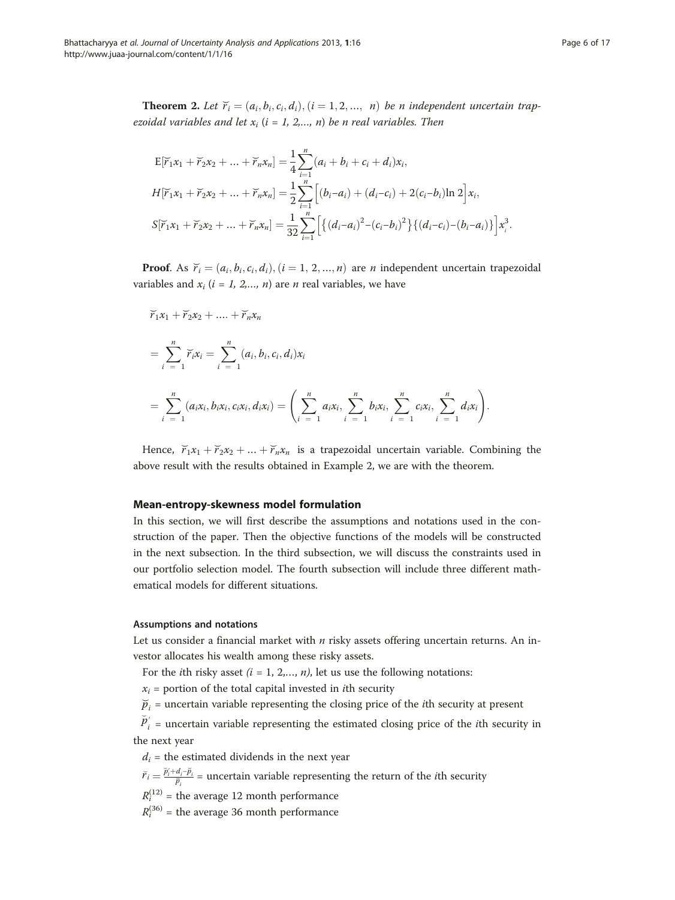**Theorem 2.** *Let $\breve{r}_i = (a_i, b_i, c_i, d_i), (i = 1, 2, ..., n)$ be n independent uncertain trapezoidal variables and let $x_i$ (i = 1, 2,..., n) be n real variables. Then*

$$
\begin{aligned}
&\mathrm{E}[\breve{r}_1 x_1 + \breve{r}_2 x_2 + ... + \breve{r}_n x_n] = \frac{1}{4}\sum_{i=1}^{n}(a_i + b_i + c_i + d_i)x_i,\\
&H[\breve{r}_1 x_1 + \breve{r}_2 x_2 + ... + \breve{r}_n x_n] = \frac{1}{2}\sum_{i=1}^{n}\Big[(b_i - a_i) + (d_i - c_i) + 2(c_i - b_i)\ln 2\Big]x_i,\\
&S[\breve{r}_1 x_1 + \breve{r}_2 x_2 + ... + \breve{r}_n x_n] = \frac{1}{32}\sum_{i=1}^{n}\Big[\big\{(d_i - a_i)^2 - (c_i - b_i)^2\big\}\big\{(d_i - c_i) - (b_i - a_i)\big\}\Big]x_i^3.
\end{aligned}
$$

**Proof**. As $\breve{r}_i = (a_i, b_i, c_i, d_i), (i = 1, 2, ..., n)$ are $n$ independent uncertain trapezoidal variables and $x_i$ ($i$ = 1, 2,..., $n$) are $n$ real variables, we have

$$
\begin{aligned}
&\breve{r}_1 x_1 + \breve{r}_2 x_2 + .... + \breve{r}_n x_n\\
&= \sum_{i=1}^{n} \breve{r}_i x_i = \sum_{i=1}^{n} (a_i, b_i, c_i, d_i)x_i\\
&= \sum_{i=1}^{n} (a_i x_i, b_i x_i, c_i x_i, d_i x_i) = \left(\sum_{i=1}^{n} a_i x_i, \sum_{i=1}^{n} b_i x_i, \sum_{i=1}^{n} c_i x_i, \sum_{i=1}^{n} d_i x_i\right).
\end{aligned}
$$

Hence, $\breve{r}_1 x_1 + \breve{r}_2 x_2 + ... + \breve{r}_n x_n$ is a trapezoidal uncertain variable. Combining the above result with the results obtained in Example 2, we are with the theorem.

## Mean-entropy-skewness model formulation

In this section, we will first describe the assumptions and notations used in the construction of the paper. Then the objective functions of the models will be constructed in the next subsection. In the third subsection, we will discuss the constraints used in our portfolio selection model. The fourth subsection will include three different mathematical models for different situations.

### Assumptions and notations

Let us consider a financial market with $n$ risky assets offering uncertain returns. An investor allocates his wealth among these risky assets.

For the $i$th risky asset ($i$ = 1, 2,..., $n$), let us use the following notations:

$x_i$ = portion of the total capital invested in $i$th security

$\breve{p}_i$ = uncertain variable representing the closing price of the $i$th security at present

$\breve{p}_i'$ = uncertain variable representing the estimated closing price of the $i$th security in the next year

$d_i$ = the estimated dividends in the next year

$\breve{r}_i = \frac{\breve{p}_i' + d_i - \breve{p}_i}{\breve{p}_i}$ = uncertain variable representing the return of the $i$th security

$R_i^{(12)}$ = the average 12 month performance

$R_i^{(36)}$ = the average 36 month performance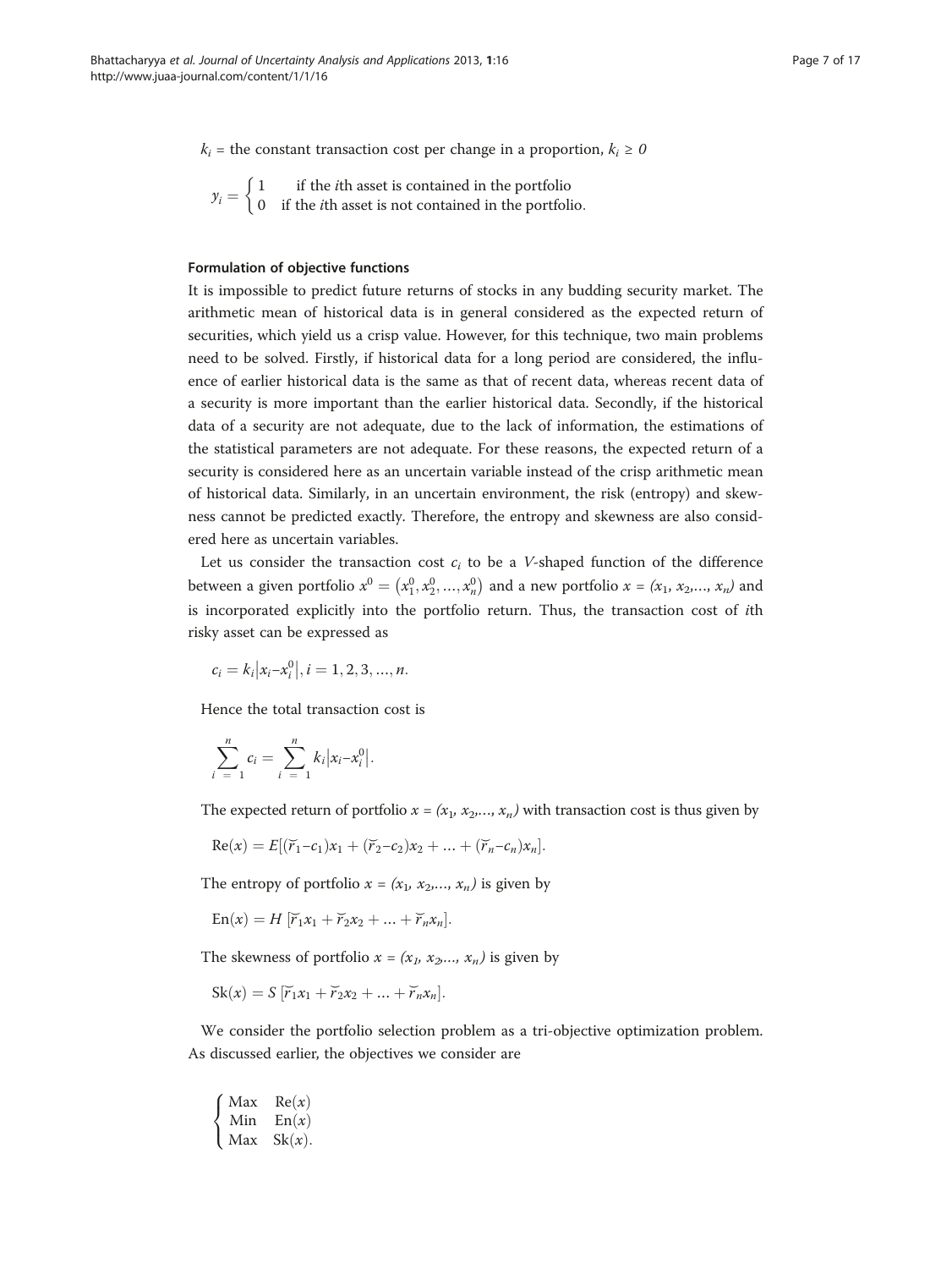$k_i$ = the constant transaction cost per change in a proportion, $k_i \geq 0$

$$y_i = \begin{cases} 1 & \text{if the } i\text{th asset is contained in the portfolio} \\ 0 & \text{if the } i\text{th asset is not contained in the portfolio.} \end{cases}$$

#### Formulation of objective functions

It is impossible to predict future returns of stocks in any budding security market. The arithmetic mean of historical data is in general considered as the expected return of securities, which yield us a crisp value. However, for this technique, two main problems need to be solved. Firstly, if historical data for a long period are considered, the influence of earlier historical data is the same as that of recent data, whereas recent data of a security is more important than the earlier historical data. Secondly, if the historical data of a security are not adequate, due to the lack of information, the estimations of the statistical parameters are not adequate. For these reasons, the expected return of a security is considered here as an uncertain variable instead of the crisp arithmetic mean of historical data. Similarly, in an uncertain environment, the risk (entropy) and skewness cannot be predicted exactly. Therefore, the entropy and skewness are also considered here as uncertain variables.

Let us consider the transaction cost $c_i$ to be a *V*-shaped function of the difference between a given portfolio $x^0 = \left(x_1^0, x_2^0, \ldots, x_n^0\right)$ and a new portfolio $x = (x_1, x_2, \ldots, x_n)$ and is incorporated explicitly into the portfolio return. Thus, the transaction cost of $i$th risky asset can be expressed as

$$c_i = k_i\left|x_i - x_i^0\right|, i = 1, 2, 3, \ldots, n.$$

Hence the total transaction cost is

$$\sum_{i=1}^{n} c_i = \sum_{i=1}^{n} k_i\left|x_i - x_i^0\right|.$$

The expected return of portfolio $x = (x_1, x_2, \ldots, x_n)$ with transaction cost is thus given by

$$\text{Re}(x) = E[(\breve{r}_1 - c_1)x_1 + (\breve{r}_2 - c_2)x_2 + \ldots + (\breve{r}_n - c_n)x_n].$$

The entropy of portfolio $x = (x_1, x_2, \ldots, x_n)$ is given by

$$\text{En}(x) = H\,[\breve{r}_1 x_1 + \breve{r}_2 x_2 + \ldots + \breve{r}_n x_n].$$

The skewness of portfolio $x = (x_1, x_2, \ldots, x_n)$ is given by

$$\text{Sk}(x) = S\,[\breve{r}_1 x_1 + \breve{r}_2 x_2 + \ldots + \breve{r}_n x_n].$$

We consider the portfolio selection problem as a tri-objective optimization problem. As discussed earlier, the objectives we consider are

$$\begin{cases} \text{Max} & \text{Re}(x) \\ \text{Min} & \text{En}(x) \\ \text{Max} & \text{Sk}(x). \end{cases}$$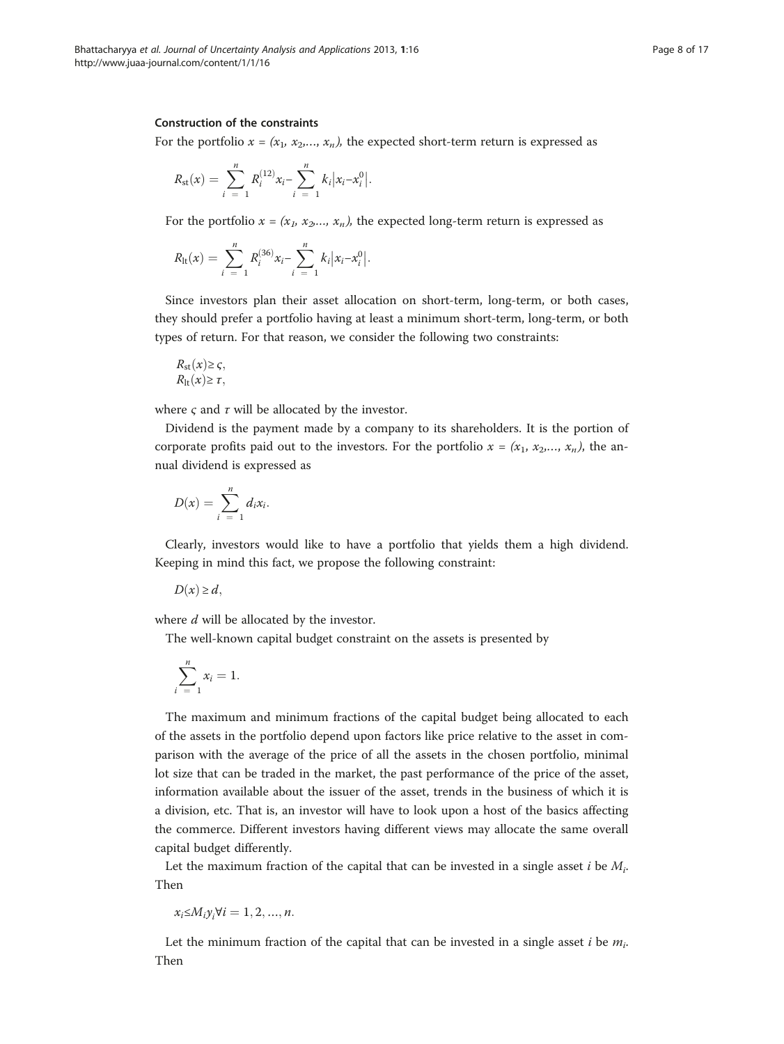#### Construction of the constraints

For the portfolio $x = (x_1, x_2,\ldots, x_n)$, the expected short-term return is expressed as

$$R_{\text{st}}(x) = \sum_{i=1}^{n} R_i^{(12)} x_i - \sum_{i=1}^{n} k_i \left| x_i - x_i^0 \right|.$$

For the portfolio $x = (x_1, x_2,\ldots, x_n)$, the expected long-term return is expressed as

$$R_{\text{lt}}(x) = \sum_{i=1}^{n} R_i^{(36)} x_i - \sum_{i=1}^{n} k_i \left| x_i - x_i^0 \right|.$$

Since investors plan their asset allocation on short-term, long-term, or both cases, they should prefer a portfolio having at least a minimum short-term, long-term, or both types of return. For that reason, we consider the following two constraints:

$$R_{\text{st}}(x) \geq \varsigma,$$
$$R_{\text{lt}}(x) \geq \tau,$$

where $\varsigma$ and $\tau$ will be allocated by the investor.

Dividend is the payment made by a company to its shareholders. It is the portion of corporate profits paid out to the investors. For the portfolio $x = (x_1, x_2,\ldots, x_n)$, the annual dividend is expressed as

$$D(x) = \sum_{i=1}^{n} d_i x_i.$$

Clearly, investors would like to have a portfolio that yields them a high dividend. Keeping in mind this fact, we propose the following constraint:

$$D(x) \geq d,$$

where $d$ will be allocated by the investor.

The well-known capital budget constraint on the assets is presented by

$$\sum_{i=1}^{n} x_i = 1.$$

The maximum and minimum fractions of the capital budget being allocated to each of the assets in the portfolio depend upon factors like price relative to the asset in comparison with the average of the price of all the assets in the chosen portfolio, minimal lot size that can be traded in the market, the past performance of the price of the asset, information available about the issuer of the asset, trends in the business of which it is a division, etc. That is, an investor will have to look upon a host of the basics affecting the commerce. Different investors having different views may allocate the same overall capital budget differently.

Let the maximum fraction of the capital that can be invested in a single asset $i$ be $M_i$. Then

$$x_i \leq M_i y_i \forall i = 1, 2, \ldots, n.$$

Let the minimum fraction of the capital that can be invested in a single asset $i$ be $m_i$. Then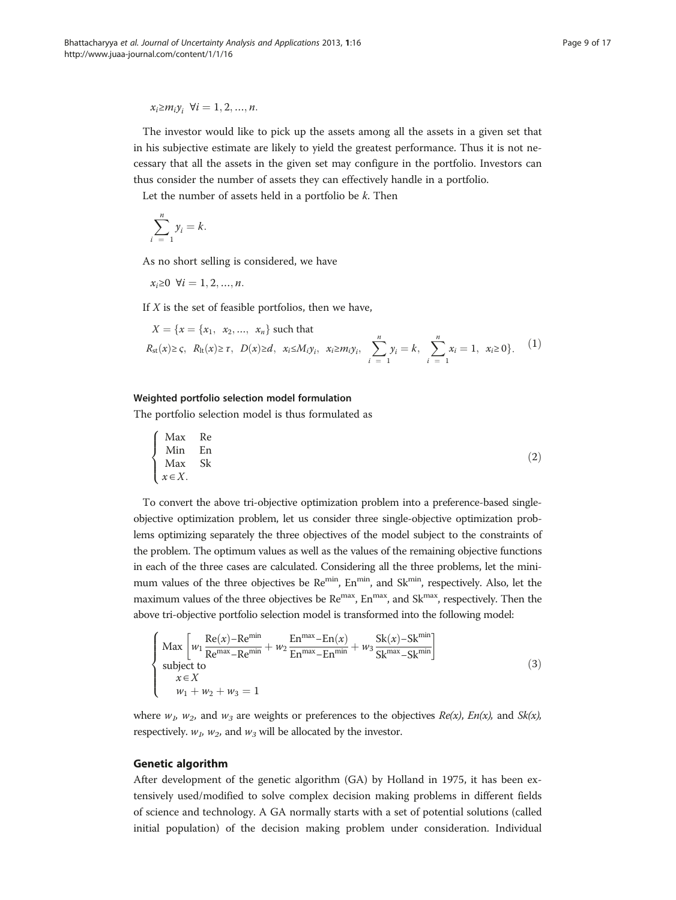$$x_i \geq m_i y_i \;\; \forall i = 1, 2, \ldots, n.$$

The investor would like to pick up the assets among all the assets in a given set that in his subjective estimate are likely to yield the greatest performance. Thus it is not necessary that all the assets in the given set may configure in the portfolio. Investors can thus consider the number of assets they can effectively handle in a portfolio.

Let the number of assets held in a portfolio be $k$. Then

$$\sum_{i=1}^{n} y_i = k.$$

As no short selling is considered, we have

$$x_i \geq 0 \;\; \forall i = 1, 2, \ldots, n.$$

If $X$ is the set of feasible portfolios, then we have,

$$X = \{x = \{x_1, \; x_2, \ldots, \; x_n\} \text{ such that}$$
$$R_{\text{st}}(x) \geq \varsigma, \;\; R_{\text{lt}}(x) \geq \tau, \;\; D(x) \geq d, \;\; x_i \leq M_i y_i, \;\; x_i \geq m_i y_i, \;\; \sum_{i=1}^{n} y_i = k, \;\; \sum_{i=1}^{n} x_i = 1, \;\; x_i \geq 0\}. \tag{1}$$

### Weighted portfolio selection model formulation

The portfolio selection model is thus formulated as

$$\begin{cases} \text{Max} & \text{Re} \\ \text{Min} & \text{En} \\ \text{Max} & \text{Sk} \\ x \in X. & \end{cases} \tag{2}$$

To convert the above tri-objective optimization problem into a preference-based single-objective optimization problem, let us consider three single-objective optimization problems optimizing separately the three objectives of the model subject to the constraints of the problem. The optimum values as well as the values of the remaining objective functions in each of the three cases are calculated. Considering all the three problems, let the minimum values of the three objectives be $\text{Re}^{\min}$, $\text{En}^{\min}$, and $\text{Sk}^{\min}$, respectively. Also, let the maximum values of the three objectives be $\text{Re}^{\max}$, $\text{En}^{\max}$, and $\text{Sk}^{\max}$, respectively. Then the above tri-objective portfolio selection model is transformed into the following model:

$$\begin{cases} \text{Max} \left[ w_1 \dfrac{\text{Re}(x) - \text{Re}^{\min}}{\text{Re}^{\max} - \text{Re}^{\min}} + w_2 \dfrac{\text{En}^{\max} - \text{En}(x)}{\text{En}^{\max} - \text{En}^{\min}} + w_3 \dfrac{\text{Sk}(x) - \text{Sk}^{\min}}{\text{Sk}^{\max} - \text{Sk}^{\min}} \right] \\ \text{subject to} \\ \quad x \in X \\ \quad w_1 + w_2 + w_3 = 1 \end{cases} \tag{3}$$

where $w_1$, $w_2$, and $w_3$ are weights or preferences to the objectives $Re(x)$, $En(x)$, and $Sk(x)$, respectively. $w_1$, $w_2$, and $w_3$ will be allocated by the investor.

## Genetic algorithm

After development of the genetic algorithm (GA) by Holland in 1975, it has been extensively used/modified to solve complex decision making problems in different fields of science and technology. A GA normally starts with a set of potential solutions (called initial population) of the decision making problem under consideration. Individual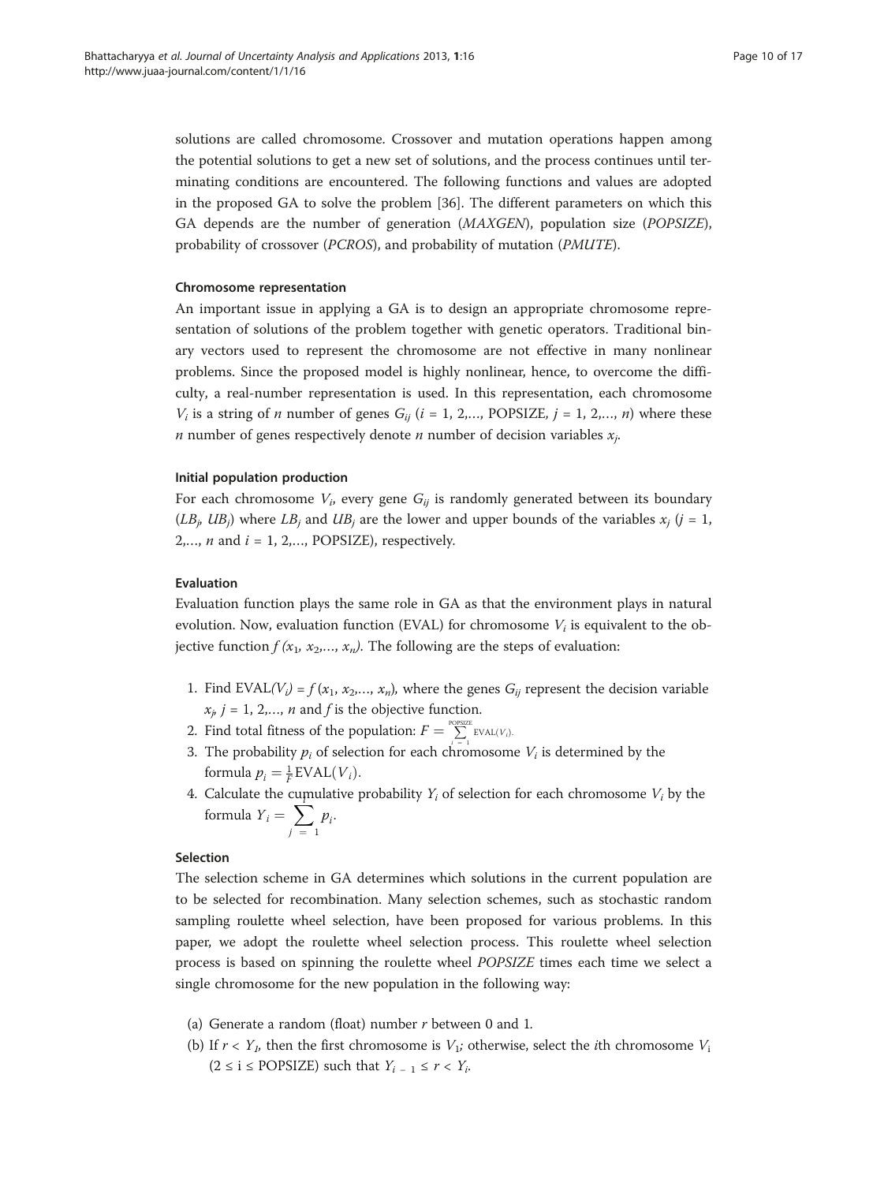solutions are called chromosome. Crossover and mutation operations happen among the potential solutions to get a new set of solutions, and the process continues until terminating conditions are encountered. The following functions and values are adopted in the proposed GA to solve the problem [36]. The different parameters on which this GA depends are the number of generation (*MAXGEN*), population size (*POPSIZE*), probability of crossover (*PCROS*), and probability of mutation (*PMUTE*).

#### Chromosome representation

An important issue in applying a GA is to design an appropriate chromosome representation of solutions of the problem together with genetic operators. Traditional binary vectors used to represent the chromosome are not effective in many nonlinear problems. Since the proposed model is highly nonlinear, hence, to overcome the difficulty, a real-number representation is used. In this representation, each chromosome $V_i$ is a string of $n$ number of genes $G_{ij}$ ($i$ = 1, 2,..., POPSIZE, $j$ = 1, 2,..., $n$) where these $n$ number of genes respectively denote $n$ number of decision variables $x_j$.

#### Initial population production

For each chromosome $V_i$, every gene $G_{ij}$ is randomly generated between its boundary ($LB_j$, $UB_j$) where $LB_j$ and $UB_j$ are the lower and upper bounds of the variables $x_j$ ($j$ = 1, 2,..., $n$ and $i$ = 1, 2,..., POPSIZE), respectively.

#### Evaluation

Evaluation function plays the same role in GA as that the environment plays in natural evolution. Now, evaluation function (EVAL) for chromosome $V_i$ is equivalent to the objective function $f(x_1, x_2,..., x_n)$. The following are the steps of evaluation:

1. Find $\text{EVAL}(V_i) = f(x_1, x_2,..., x_n)$, where the genes $G_{ij}$ represent the decision variable $x_j$, $j$ = 1, 2,..., $n$ and $f$ is the objective function.
2. Find total fitness of the population: $F = \sum_{i=1}^{\text{POPSIZE}} \text{EVAL}(V_i)$.
3. The probability $p_i$ of selection for each chromosome $V_i$ is determined by the formula $p_i = \frac{1}{F}\text{EVAL}(V_i)$.
4. Calculate the cumulative probability $Y_i$ of selection for each chromosome $V_i$ by the formula $Y_i = \sum_{j=1}^{i} p_i$.

#### Selection

The selection scheme in GA determines which solutions in the current population are to be selected for recombination. Many selection schemes, such as stochastic random sampling roulette wheel selection, have been proposed for various problems. In this paper, we adopt the roulette wheel selection process. This roulette wheel selection process is based on spinning the roulette wheel *POPSIZE* times each time we select a single chromosome for the new population in the following way:

(a) Generate a random (float) number $r$ between 0 and 1.
(b) If $r < Y_1$, then the first chromosome is $V_1$; otherwise, select the $i$th chromosome $V_i$ ($2 \le i \le$ POPSIZE) such that $Y_{i-1} \le r < Y_i$.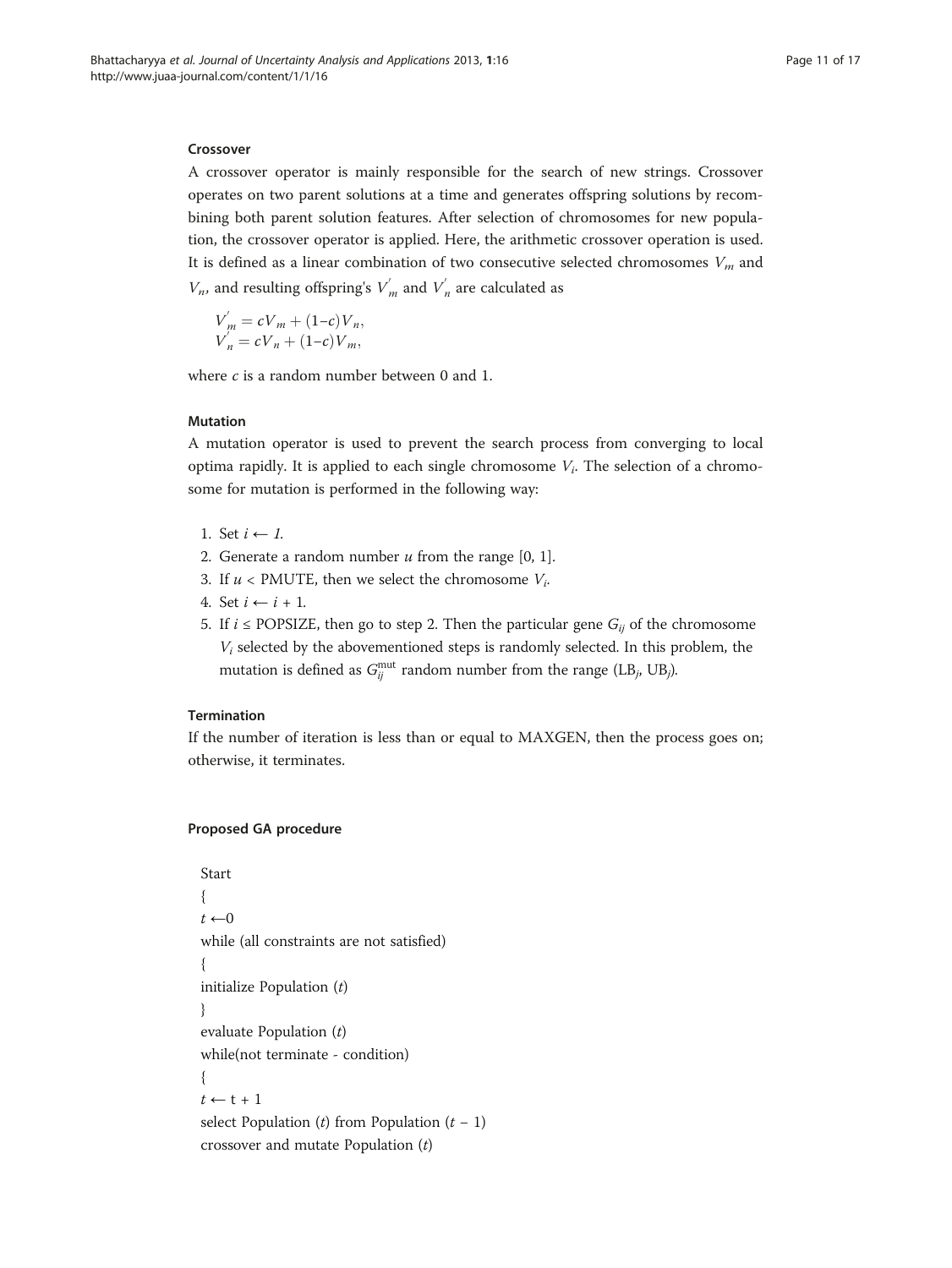### Crossover

A crossover operator is mainly responsible for the search of new strings. Crossover operates on two parent solutions at a time and generates offspring solutions by recombining both parent solution features. After selection of chromosomes for new population, the crossover operator is applied. Here, the arithmetic crossover operation is used. It is defined as a linear combination of two consecutive selected chromosomes $V_m$ and $V_n$, and resulting offspring's $V_m^{'}$ and $V_n^{'}$ are calculated as

$$
\begin{aligned}
V_m^{'} &= cV_m + (1-c)V_n, \\
V_n^{'} &= cV_n + (1-c)V_m,
\end{aligned}
$$

where $c$ is a random number between 0 and 1.

### Mutation

A mutation operator is used to prevent the search process from converging to local optima rapidly. It is applied to each single chromosome $V_i$. The selection of a chromosome for mutation is performed in the following way:

1. Set $i \leftarrow 1$.
2. Generate a random number $u$ from the range [0, 1].
3. If $u <$ PMUTE, then we select the chromosome $V_i$.
4. Set $i \leftarrow i + 1$.
5. If $i \leq$ POPSIZE, then go to step 2. Then the particular gene $G_{ij}$ of the chromosome $V_i$ selected by the abovementioned steps is randomly selected. In this problem, the mutation is defined as $G_{ij}^{\text{mut}}$ random number from the range ($LB_j$, $UB_j$).

### Termination

If the number of iteration is less than or equal to MAXGEN, then the process goes on; otherwise, it terminates.

### Proposed GA procedure

```
Start
{
t ←0
while (all constraints are not satisfied)
{
initialize Population (t)
}
evaluate Population (t)
while(not terminate - condition)
{
t ← t + 1
select Population (t) from Population (t − 1)
crossover and mutate Population (t)
```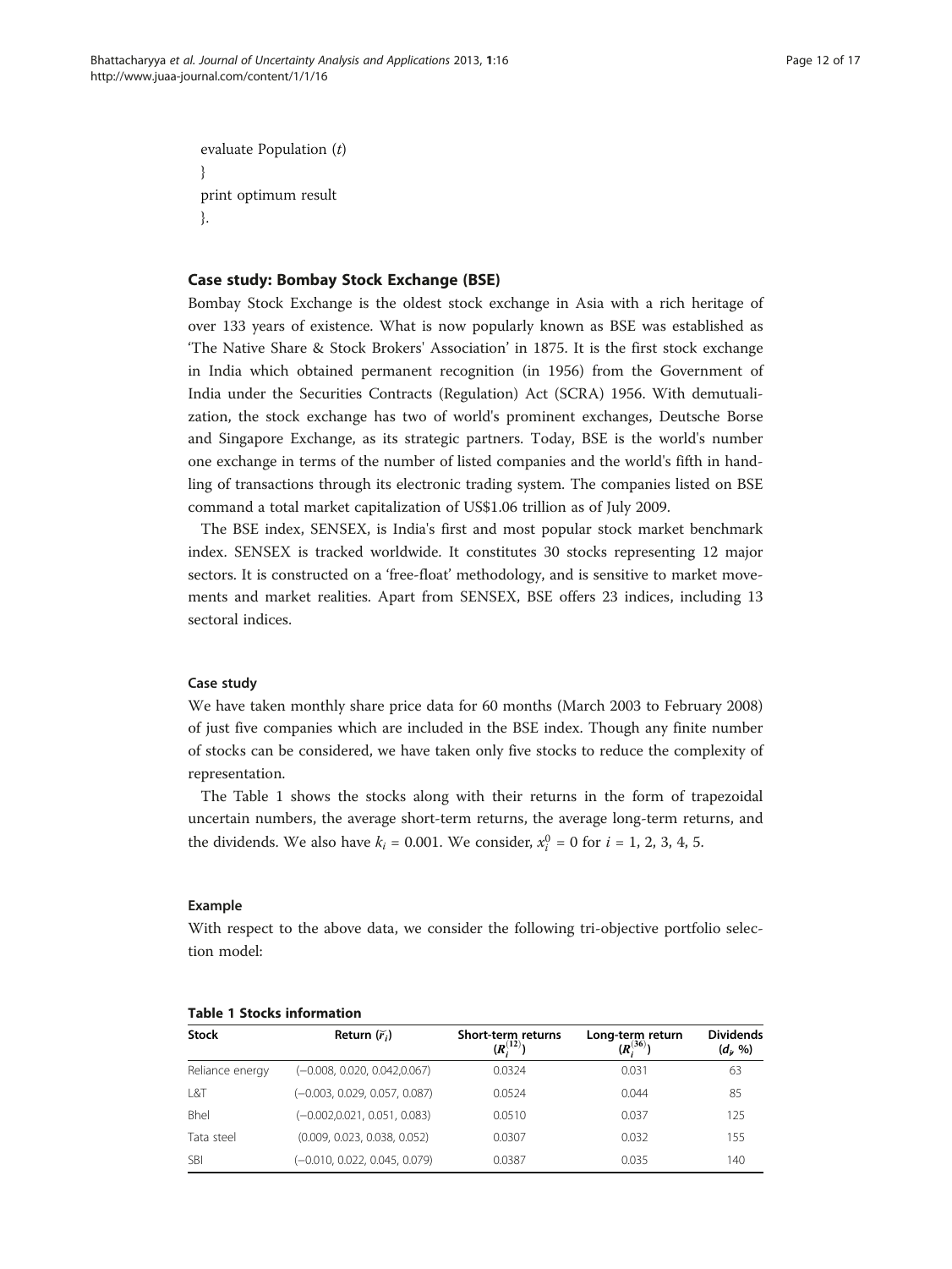```
evaluate Population (t)
}
print optimum result
}.
```

## Case study: Bombay Stock Exchange (BSE)

Bombay Stock Exchange is the oldest stock exchange in Asia with a rich heritage of over 133 years of existence. What is now popularly known as BSE was established as 'The Native Share & Stock Brokers' Association' in 1875. It is the first stock exchange in India which obtained permanent recognition (in 1956) from the Government of India under the Securities Contracts (Regulation) Act (SCRA) 1956. With demutualization, the stock exchange has two of world's prominent exchanges, Deutsche Borse and Singapore Exchange, as its strategic partners. Today, BSE is the world's number one exchange in terms of the number of listed companies and the world's fifth in handling of transactions through its electronic trading system. The companies listed on BSE command a total market capitalization of US$1.06 trillion as of July 2009.

The BSE index, SENSEX, is India's first and most popular stock market benchmark index. SENSEX is tracked worldwide. It constitutes 30 stocks representing 12 major sectors. It is constructed on a 'free-float' methodology, and is sensitive to market movements and market realities. Apart from SENSEX, BSE offers 23 indices, including 13 sectoral indices.

### Case study

We have taken monthly share price data for 60 months (March 2003 to February 2008) of just five companies which are included in the BSE index. Though any finite number of stocks can be considered, we have taken only five stocks to reduce the complexity of representation.

The Table 1 shows the stocks along with their returns in the form of trapezoidal uncertain numbers, the average short-term returns, the average long-term returns, and the dividends. We also have $k_i = 0.001$. We consider, $x_i^0 = 0$ for $i = 1, 2, 3, 4, 5$.

### Example

With respect to the above data, we consider the following tri-objective portfolio selection model:

**Table 1 Stocks information**

| Stock | Return ($\tilde{r}_i$) | Short-term returns ($R_i^{(12)}$) | Long-term return ($R_i^{(36)}$) | Dividends ($d_i$, %) |
|---|---|---|---|---|
| Reliance energy | (−0.008, 0.020, 0.042,0.067) | 0.0324 | 0.031 | 63 |
| L&T | (−0.003, 0.029, 0.057, 0.087) | 0.0524 | 0.044 | 85 |
| Bhel | (−0.002,0.021, 0.051, 0.083) | 0.0510 | 0.037 | 125 |
| Tata steel | (0.009, 0.023, 0.038, 0.052) | 0.0307 | 0.032 | 155 |
| SBI | (−0.010, 0.022, 0.045, 0.079) | 0.0387 | 0.035 | 140 |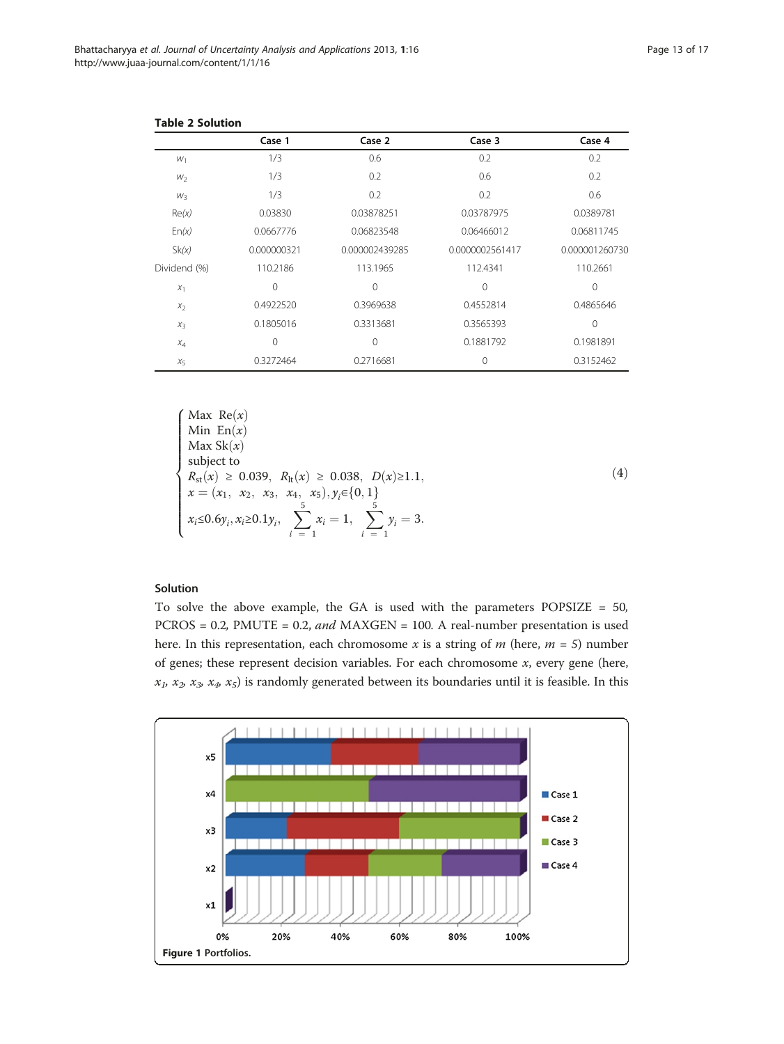**Table 2 Solution**

| | Case 1 | Case 2 | Case 3 | Case 4 |
|---|---|---|---|---|
| $w_1$ | 1/3 | 0.6 | 0.2 | 0.2 |
| $w_2$ | 1/3 | 0.2 | 0.6 | 0.2 |
| $w_3$ | 1/3 | 0.2 | 0.2 | 0.6 |
| Re(*x*) | 0.03830 | 0.03878251 | 0.03787975 | 0.0389781 |
| En(*x*) | 0.0667776 | 0.06823548 | 0.06466012 | 0.06811745 |
| Sk(*x*) | 0.000000321 | 0.000002439285 | 0.0000002561417 | 0.000001260730 |
| Dividend (%) | 110.2186 | 113.1965 | 112.4341 | 110.2661 |
| $x_1$ | 0 | 0 | 0 | 0 |
| $x_2$ | 0.4922520 | 0.3969638 | 0.4552814 | 0.4865646 |
| $x_3$ | 0.1805016 | 0.3313681 | 0.3565393 | 0 |
| $x_4$ | 0 | 0 | 0.1881792 | 0.1981891 |
| $x_5$ | 0.3272464 | 0.2716681 | 0 | 0.3152462 |

$$
\begin{cases}
\text{Max } \operatorname{Re}(x) \\
\text{Min } \operatorname{En}(x) \\
\text{Max } \operatorname{Sk}(x) \\
\text{subject to} \\
R_{st}(x) \ \geq \ 0.039, \ \ R_{lt}(x) \ \geq \ 0.038, \ \ D(x) \geq 1.1, \\
x = (x_1, \ \ x_2, \ \ x_3, \ \ x_4, \ \ x_5), y_i \in \{0, 1\} \\
x_i \leq 0.6 y_i, x_i \geq 0.1 y_i, \quad \sum_{i=1}^{5} x_i = 1, \quad \sum_{i=1}^{5} y_i = 3.
\end{cases}
\tag{4}
$$

### Solution

To solve the above example, the GA is used with the parameters POPSIZE = 50, PCROS = 0.2, PMUTE = 0.2, *and* MAXGEN = 100. A real-number presentation is used here. In this representation, each chromosome $x$ is a string of $m$ (here, $m$ = 5) number of genes; these represent decision variables. For each chromosome $x$, every gene (here, $x_1$, $x_2$, $x_3$, $x_4$, $x_5$) is randomly generated between its boundaries until it is feasible. In this

**Figure 1** Portfolios.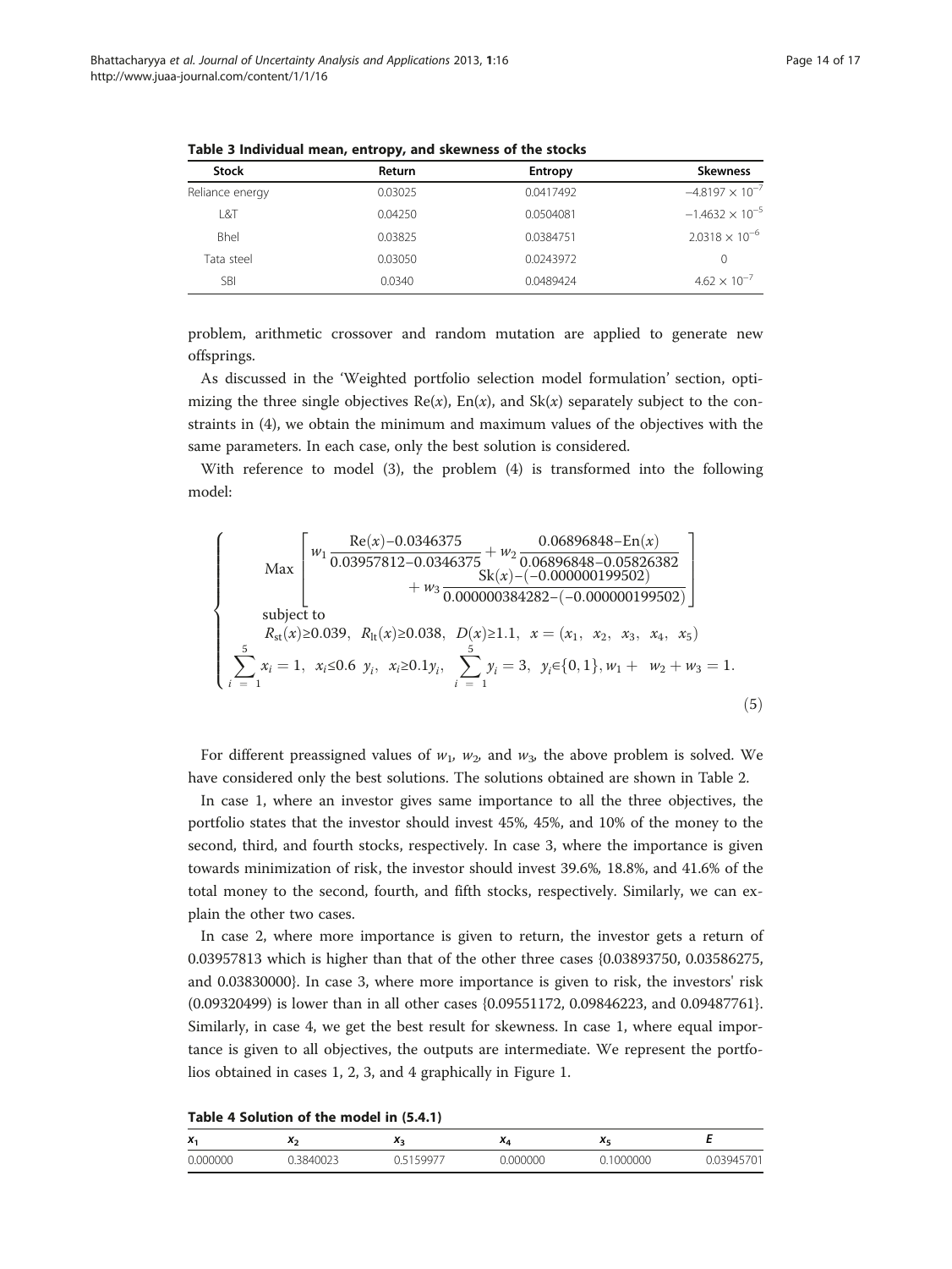**Table 3 Individual mean, entropy, and skewness of the stocks**

| Stock | Return | Entropy | Skewness |
|---|---|---|---|
| Reliance energy | 0.03025 | 0.0417492 | $-4.8197 \times 10^{-7}$ |
| L&T | 0.04250 | 0.0504081 | $-1.4632 \times 10^{-5}$ |
| Bhel | 0.03825 | 0.0384751 | $2.0318 \times 10^{-6}$ |
| Tata steel | 0.03050 | 0.0243972 | 0 |
| SBI | 0.0340 | 0.0489424 | $4.62 \times 10^{-7}$ |

problem, arithmetic crossover and random mutation are applied to generate new offsprings.

As discussed in the 'Weighted portfolio selection model formulation' section, optimizing the three single objectives Re($x$), En($x$), and Sk($x$) separately subject to the constraints in (4), we obtain the minimum and maximum values of the objectives with the same parameters. In each case, only the best solution is considered.

With reference to model (3), the problem (4) is transformed into the following model:

$$\left\{\begin{array}{l} \text{Max}\left[\begin{array}{r} w_1\dfrac{\text{Re}(x)-0.0346375}{0.03957812-0.0346375}+w_2\dfrac{0.06896848-\text{En}(x)}{0.06896848-0.05826382} \\ +\,w_3\dfrac{\text{Sk}(x)-(-0.000000199502)}{0.000000384282-(-0.000000199502)} \end{array}\right] \\ \text{subject to} \\ R_{\text{st}}(x)\geq 0.039,\;\; R_{\text{lt}}(x)\geq 0.038,\;\; D(x)\geq 1.1,\;\; x=(x_1,\;x_2,\;x_3,\;x_4,\;x_5) \\ \displaystyle\sum_{i=1}^{5} x_i=1,\;\; x_i\leq 0.6\;y_i,\;\; x_i\geq 0.1y_i,\;\; \sum_{i=1}^{5} y_i=3,\;\; y_i\in\{0,1\}, w_1+\;\; w_2+w_3=1. \end{array}\right. \tag{5}$$

For different preassigned values of $w_1$, $w_2$, and $w_3$, the above problem is solved. We have considered only the best solutions. The solutions obtained are shown in Table 2.

In case 1, where an investor gives same importance to all the three objectives, the portfolio states that the investor should invest 45%, 45%, and 10% of the money to the second, third, and fourth stocks, respectively. In case 3, where the importance is given towards minimization of risk, the investor should invest 39.6%, 18.8%, and 41.6% of the total money to the second, fourth, and fifth stocks, respectively. Similarly, we can explain the other two cases.

In case 2, where more importance is given to return, the investor gets a return of 0.03957813 which is higher than that of the other three cases {0.03893750, 0.03586275, and 0.03830000}. In case 3, where more importance is given to risk, the investors' risk (0.09320499) is lower than in all other cases {0.09551172, 0.09846223, and 0.09487761}. Similarly, in case 4, we get the best result for skewness. In case 1, where equal importance is given to all objectives, the outputs are intermediate. We represent the portfolios obtained in cases 1, 2, 3, and 4 graphically in Figure 1.

**Table 4 Solution of the model in (5.4.1)**

| $x_1$ | $x_2$ | $x_3$ | $x_4$ | $x_5$ | $E$ |
|---|---|---|---|---|---|
| 0.000000 | 0.3840023 | 0.5159977 | 0.000000 | 0.1000000 | 0.03945701 |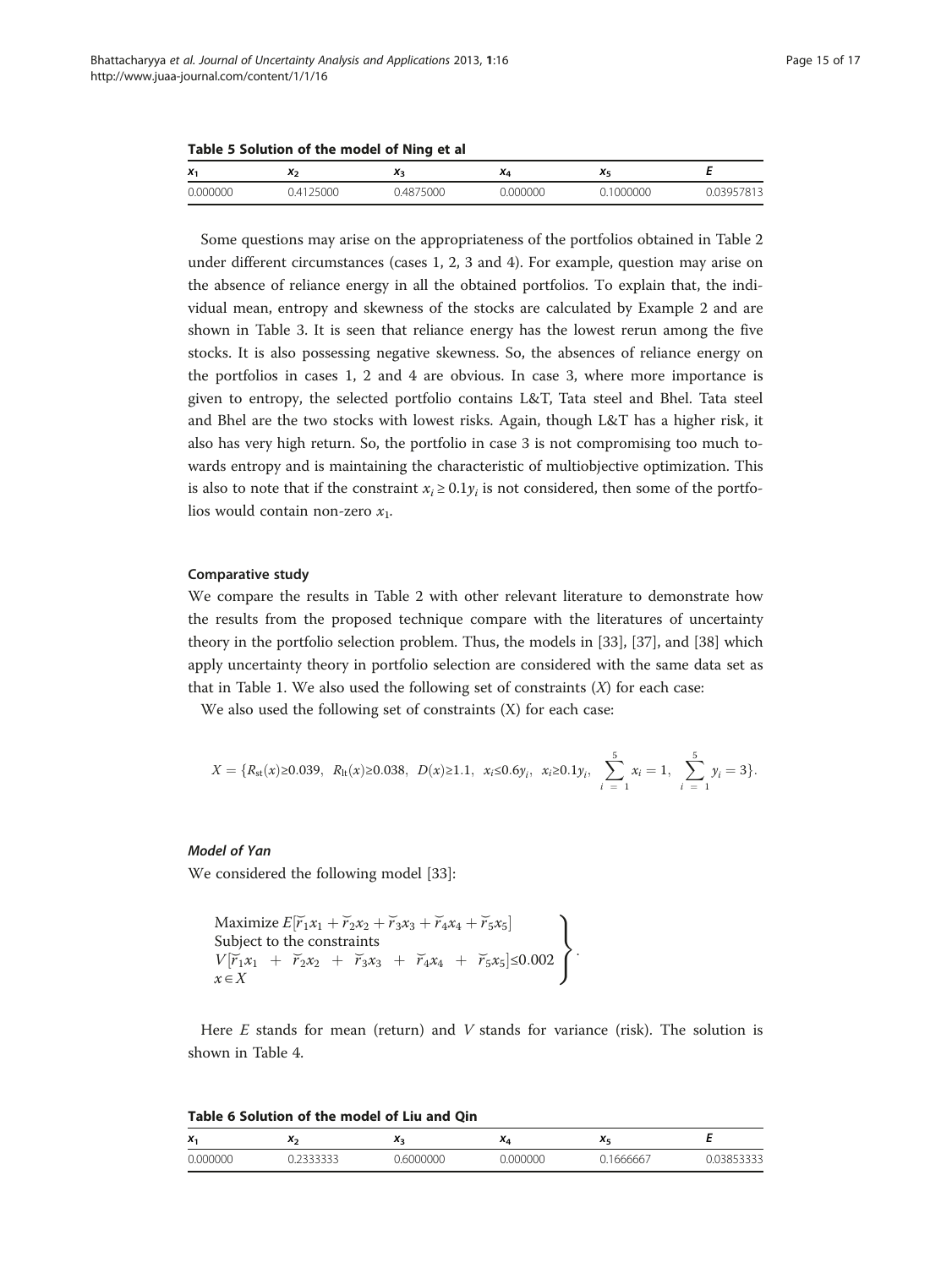**Table 5 Solution of the model of Ning et al**

| $x_1$ | $x_2$ | $x_3$ | $x_4$ | $x_5$ | $E$ |
|---|---|---|---|---|---|
| 0.000000 | 0.4125000 | 0.4875000 | 0.000000 | 0.1000000 | 0.03957813 |

Some questions may arise on the appropriateness of the portfolios obtained in Table 2 under different circumstances (cases 1, 2, 3 and 4). For example, question may arise on the absence of reliance energy in all the obtained portfolios. To explain that, the individual mean, entropy and skewness of the stocks are calculated by Example 2 and are shown in Table 3. It is seen that reliance energy has the lowest rerun among the five stocks. It is also possessing negative skewness. So, the absences of reliance energy on the portfolios in cases 1, 2 and 4 are obvious. In case 3, where more importance is given to entropy, the selected portfolio contains L&T, Tata steel and Bhel. Tata steel and Bhel are the two stocks with lowest risks. Again, though L&T has a higher risk, it also has very high return. So, the portfolio in case 3 is not compromising too much towards entropy and is maintaining the characteristic of multiobjective optimization. This is also to note that if the constraint $x_i \geq 0.1y_i$ is not considered, then some of the portfolios would contain non-zero $x_1$.

#### Comparative study

We compare the results in Table 2 with other relevant literature to demonstrate how the results from the proposed technique compare with the literatures of uncertainty theory in the portfolio selection problem. Thus, the models in [33], [37], and [38] which apply uncertainty theory in portfolio selection are considered with the same data set as that in Table 1. We also used the following set of constraints ($X$) for each case:

We also used the following set of constraints (X) for each case:

$$X = \{R_{\text{st}}(x) \geq 0.039,\ \ R_{\text{lt}}(x) \geq 0.038,\ \ D(x) \geq 1.1,\ \ x_i \leq 0.6y_i,\ \ x_i \geq 0.1y_i,\ \ \sum_{i=1}^{5} x_i = 1,\ \ \sum_{i=1}^{5} y_i = 3\}.$$

##### *Model of Yan*

We considered the following model [33]:

$$\left.\begin{array}{l}\text{Maximize } E[\breve{r}_1x_1 + \breve{r}_2x_2 + \breve{r}_3x_3 + \breve{r}_4x_4 + \breve{r}_5x_5] \\ \text{Subject to the constraints} \\ V[\breve{r}_1x_1 + \breve{r}_2x_2 + \breve{r}_3x_3 + \breve{r}_4x_4 + \breve{r}_5x_5] \leq 0.002 \\ x \in X\end{array}\right\}.$$

Here $E$ stands for mean (return) and $V$ stands for variance (risk). The solution is shown in Table 4.

**Table 6 Solution of the model of Liu and Qin**

| $x_1$ | $x_2$ | $x_3$ | $x_4$ | $x_5$ | $E$ |
|---|---|---|---|---|---|
| 0.000000 | 0.2333333 | 0.6000000 | 0.000000 | 0.1666667 | 0.03853333 |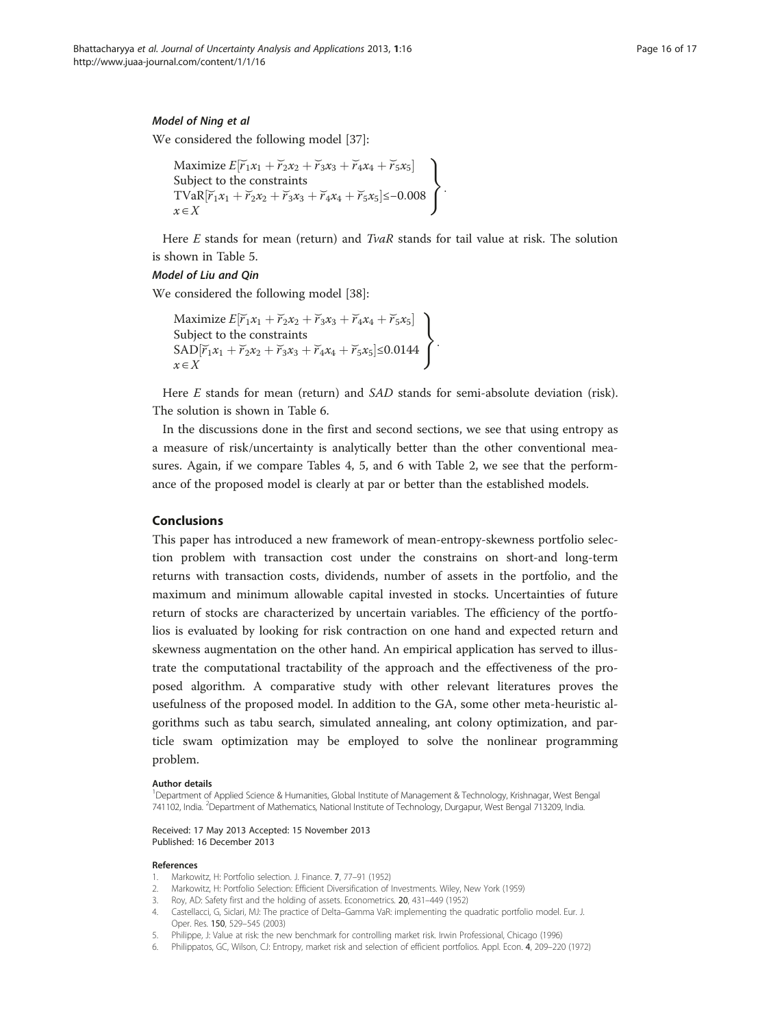### *Model of Ning et al*

We considered the following model [37]:

$$\left.\begin{array}{l}\text{Maximize } E[\breve{r}_1x_1+\breve{r}_2x_2+\breve{r}_3x_3+\breve{r}_4x_4+\breve{r}_5x_5]\\ \text{Subject to the constraints}\\ \text{TVaR}[\breve{r}_1x_1+\breve{r}_2x_2+\breve{r}_3x_3+\breve{r}_4x_4+\breve{r}_5x_5]\leq -0.008\\ x\in X\end{array}\right\}.$$

Here $E$ stands for mean (return) and *TvaR* stands for tail value at risk. The solution is shown in Table 5.

### *Model of Liu and Qin*

We considered the following model [38]:

$$\left.\begin{array}{l}\text{Maximize } E[\breve{r}_1x_1+\breve{r}_2x_2+\breve{r}_3x_3+\breve{r}_4x_4+\breve{r}_5x_5]\\ \text{Subject to the constraints}\\ \text{SAD}[\breve{r}_1x_1+\breve{r}_2x_2+\breve{r}_3x_3+\breve{r}_4x_4+\breve{r}_5x_5]\leq 0.0144\\ x\in X\end{array}\right\}.$$

Here $E$ stands for mean (return) and *SAD* stands for semi-absolute deviation (risk). The solution is shown in Table 6.

In the discussions done in the first and second sections, we see that using entropy as a measure of risk/uncertainty is analytically better than the other conventional measures. Again, if we compare Tables 4, 5, and 6 with Table 2, we see that the performance of the proposed model is clearly at par or better than the established models.

## Conclusions

This paper has introduced a new framework of mean-entropy-skewness portfolio selection problem with transaction cost under the constrains on short-and long-term returns with transaction costs, dividends, number of assets in the portfolio, and the maximum and minimum allowable capital invested in stocks. Uncertainties of future return of stocks are characterized by uncertain variables. The efficiency of the portfolios is evaluated by looking for risk contraction on one hand and expected return and skewness augmentation on the other hand. An empirical application has served to illustrate the computational tractability of the approach and the effectiveness of the proposed algorithm. A comparative study with other relevant literatures proves the usefulness of the proposed model. In addition to the GA, some other meta-heuristic algorithms such as tabu search, simulated annealing, ant colony optimization, and particle swam optimization may be employed to solve the nonlinear programming problem.

#### Author details

[1]Department of Applied Science & Humanities, Global Institute of Management & Technology, Krishnagar, West Bengal 741102, India. [2]Department of Mathematics, National Institute of Technology, Durgapur, West Bengal 713209, India.

Received: 17 May 2013 Accepted: 15 November 2013
Published: 16 December 2013

#### References

1. Markowitz, H: Portfolio selection. J. Finance. 7, 77–91 (1952)
2. Markowitz, H: Portfolio Selection: Efficient Diversification of Investments. Wiley, New York (1959)
3. Roy, AD: Safety first and the holding of assets. Econometrics. 20, 431–449 (1952)
4. Castellacci, G, Siclari, MJ: The practice of Delta–Gamma VaR: implementing the quadratic portfolio model. Eur. J. Oper. Res. 150, 529–545 (2003)
5. Philippe, J: Value at risk: the new benchmark for controlling market risk. Irwin Professional, Chicago (1996)
6. Philippatos, GC, Wilson, CJ: Entropy, market risk and selection of efficient portfolios. Appl. Econ. 4, 209–220 (1972)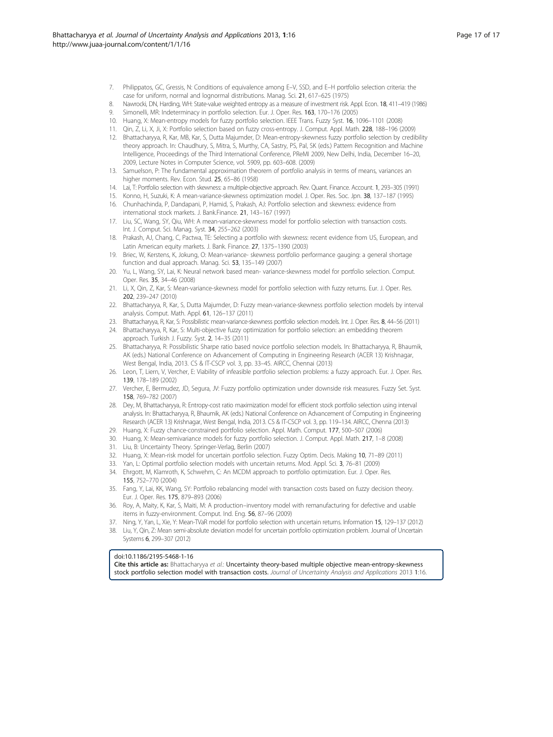7. Philippatos, GC, Gressis, N: Conditions of equivalence among E–V, SSD, and E–H portfolio selection criteria: the case for uniform, normal and lognormal distributions. Manag. Sci. **21**, 617–625 (1975)
8. Nawrocki, DN, Harding, WH: State-value weighted entropy as a measure of investment risk. Appl. Econ. **18**, 411–419 (1986)
9. Simonelli, MR: Indeterminacy in portfolio selection. Eur. J. Oper. Res. **163**, 170–176 (2005)
10. Huang, X: Mean-entropy models for fuzzy portfolio selection. IEEE Trans. Fuzzy Syst. **16**, 1096–1101 (2008)
11. Qin, Z, Li, X, Ji, X: Portfolio selection based on fuzzy cross-entropy. J. Comput. Appl. Math. **228**, 188–196 (2009)
12. Bhattacharyya, R, Kar, MB, Kar, S, Dutta Majumder, D: Mean-entropy-skewness fuzzy portfolio selection by credibility theory approach. In: Chaudhury, S, Mitra, S, Murthy, CA, Sastry, PS, Pal, SK (eds.) Pattern Recognition and Machine Intelligence, Proceedings of the Third International Conference, PReMI 2009, New Delhi, India, December 16–20, 2009, Lecture Notes in Computer Science, vol. 5909, pp. 603–608. (2009)
13. Samuelson, P: The fundamental approximation theorem of portfolio analysis in terms of means, variances an higher moments. Rev. Econ. Stud. **25**, 65–86 (1958)
14. Lai, T: Portfolio selection with skewness: a multiple-objective approach. Rev. Quant. Finance. Account. **1**, 293–305 (1991)
15. Konno, H, Suzuki, K: A mean-variance-skewness optimization model. J. Oper. Res. Soc. Jpn. **38**, 137–187 (1995)
16. Chunhachinda, P, Dandapani, P, Hamid, S, Prakash, AJ: Portfolio selection and skewness: evidence from international stock markets. J. Bank.Finance. **21**, 143–167 (1997)
17. Liu, SC, Wang, SY, Qiu, WH: A mean-variance-skewness model for portfolio selection with transaction costs. Int. J. Comput. Sci. Manag. Syst. **34**, 255–262 (2003)
18. Prakash, AJ, Chang, C, Pactwa, TE: Selecting a portfolio with skewness: recent evidence from US, European, and Latin American equity markets. J. Bank. Finance. **27**, 1375–1390 (2003)
19. Briec, W, Kerstens, K, Jokung, O: Mean-variance- skewness portfolio performance gauging: a general shortage function and dual approach. Manag. Sci. **53**, 135–149 (2007)
20. Yu, L, Wang, SY, Lai, K: Neural network based mean- variance-skewness model for portfolio selection. Comput. Oper. Res. **35**, 34–46 (2008)
21. Li, X, Qin, Z, Kar, S: Mean-variance-skewness model for portfolio selection with fuzzy returns. Eur. J. Oper. Res. **202**, 239–247 (2010)
22. Bhattacharyya, R, Kar, S, Dutta Majumder, D: Fuzzy mean-variance-skewness portfolio selection models by interval analysis. Comput. Math. Appl. **61**, 126–137 (2011)
23. Bhattacharyya, R, Kar, S: Possibilistic mean-variance-skewness portfolio selection models. Int. J. Oper. Res. **8**, 44–56 (2011)
24. Bhattacharyya, R, Kar, S: Multi-objective fuzzy optimization for portfolio selection: an embedding theorem approach. Turkish J. Fuzzy. Syst. **2**, 14–35 (2011)
25. Bhattacharyya, R: Possibilistic Sharpe ratio based novice portfolio selection models. In: Bhattacharyya, R, Bhaumik, AK (eds.) National Conference on Advancement of Computing in Engineering Research (ACER 13) Krishnagar, West Bengal, India, 2013. CS & IT-CSCP vol. 3, pp. 33–45. AIRCC, Chennai (2013)
26. Leon, T, Liern, V, Vercher, E: Viability of infeasible portfolio selection problems: a fuzzy approach. Eur. J. Oper. Res. **139**, 178–189 (2002)
27. Vercher, E, Bermudez, JD, Segura, JV: Fuzzy portfolio optimization under downside risk measures. Fuzzy Set. Syst. **158**, 769–782 (2007)
28. Dey, M, Bhattacharyya, R: Entropy-cost ratio maximization model for efficient stock portfolio selection using interval analysis. In: Bhattacharyya, R, Bhaumik, AK (eds.) National Conference on Advancement of Computing in Engineering Research (ACER 13) Krishnagar, West Bengal, India, 2013. CS & IT-CSCP vol. 3, pp. 119–134. AIRCC, Chenna (2013)
29. Huang, X: Fuzzy chance-constrained portfolio selection. Appl. Math. Comput. **177**, 500–507 (2006)
30. Huang, X: Mean-semivariance models for fuzzy portfolio selection. J. Comput. Appl. Math. **217**, 1–8 (2008)
31. Liu, B: Uncertainty Theory. Springer-Verlag, Berlin (2007)
32. Huang, X: Mean-risk model for uncertain portfolio selection. Fuzzy Optim. Decis. Making **10**, 71–89 (2011)
33. Yan, L: Optimal portfolio selection models with uncertain returns. Mod. Appl. Sci. **3**, 76–81 (2009)
34. Ehrgott, M, Klamroth, K, Schwehm, C: An MCDM approach to portfolio optimization. Eur. J. Oper. Res. **155**, 752–770 (2004)
35. Fang, Y, Lai, KK, Wang, SY: Portfolio rebalancing model with transaction costs based on fuzzy decision theory. Eur. J. Oper. Res. **175**, 879–893 (2006)
36. Roy, A, Maity, K, Kar, S, Maiti, M: A production–inventory model with remanufacturing for defective and usable items in fuzzy-environment. Comput. Ind. Eng. **56**, 87–96 (2009)
37. Ning, Y, Yan, L, Xie, Y: Mean-TVaR model for portfolio selection with uncertain returns. Information **15**, 129–137 (2012)
38. Liu, Y, Qin, Z: Mean semi-absolute deviation model for uncertain portfolio optimization problem. Journal of Uncertain Systems **6**, 299–307 (2012)

doi:10.1186/2195-5468-1-16

**Cite this article as:** Bhattacharyya *et al.*: **Uncertainty theory-based multiple objective mean-entropy-skewness stock portfolio selection model with transaction costs.** *Journal of Uncertainty Analysis and Applications* 2013 **1**:16.